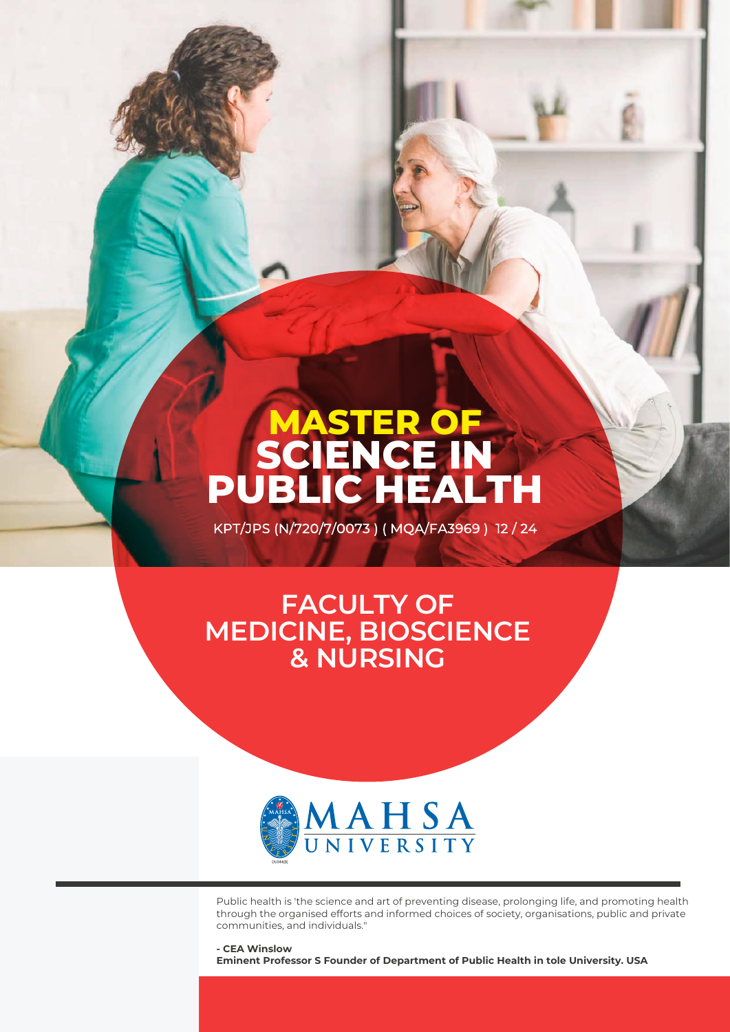# MASTER OF SCIENCE IN PUBLIC HEALTH

KPT/JPS (N/720/7/0073 ) ( MQA/FA3969 ) 12 / 24

## FACULTY OF MEDICINE, BIOSCIENCE & NURSING

MAHSA UNIVERSITY

Public health is 'the science and art of preventing disease, prolonging life, and promoting health through the organised efforts and informed choices of society, organisations, public and private communities, and individuals."

**- CEA Winslow**
**Eminent Professor S Founder of Department of Public Health in tole University. USA**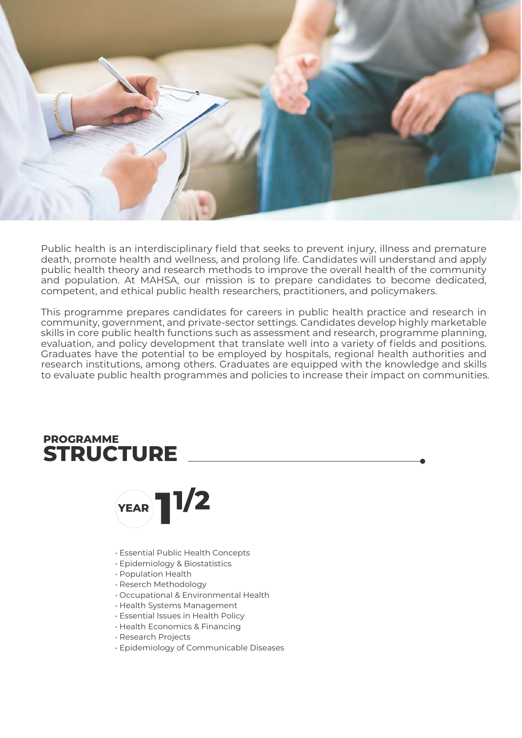Public health is an interdisciplinary field that seeks to prevent injury, illness and premature death, promote health and wellness, and prolong life. Candidates will understand and apply public health theory and research methods to improve the overall health of the community and population. At MAHSA, our mission is to prepare candidates to become dedicated, competent, and ethical public health researchers, practitioners, and policymakers.

This programme prepares candidates for careers in public health practice and research in community, government, and private-sector settings. Candidates develop highly marketable skills in core public health functions such as assessment and research, programme planning, evaluation, and policy development that translate well into a variety of fields and positions. Graduates have the potential to be employed by hospitals, regional health authorities and research institutions, among others. Graduates are equipped with the knowledge and skills to evaluate public health programmes and policies to increase their impact on communities.

## PROGRAMME STRUCTURE

### YEAR 1 1/2

- Essential Public Health Concepts
- Epidemiology & Biostatistics
- Population Health
- Reserch Methodology
- Occupational & Environmental Health
- Health Systems Management
- Essential Issues in Health Policy
- Health Economics & Financing
- Research Projects
- Epidemiology of Communicable Diseases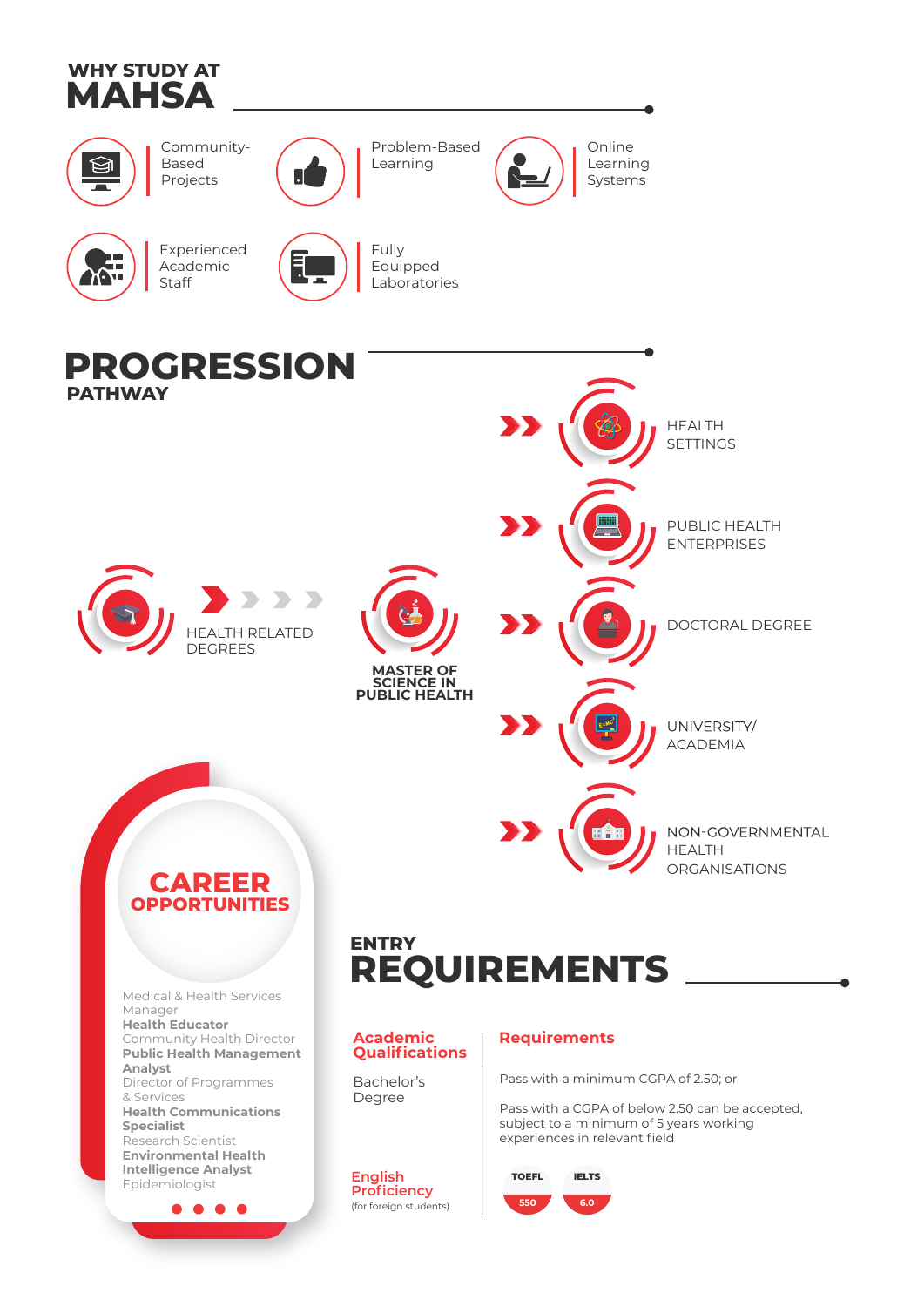# WHY STUDY AT MAHSA

- Community-Based Projects
- Problem-Based Learning
- Online Learning Systems
- Experienced Academic Staff
- Fully Equipped Laboratories

# PROGRESSION PATHWAY

HEALTH RELATED DEGREES → MASTER OF SCIENCE IN PUBLIC HEALTH →

- HEALTH SETTINGS
- PUBLIC HEALTH ENTERPRISES
- DOCTORAL DEGREE
- UNIVERSITY/ ACADEMIA
- NON-GOVERNMENTAL HEALTH ORGANISATIONS

# CAREER OPPORTUNITIES

- Medical & Health Services Manager
- **Health Educator**
- Community Health Director
- **Public Health Management Analyst**
- Director of Programmes & Services
- **Health Communications Specialist**
- Research Scientist
- **Environmental Health Intelligence Analyst**
- Epidemiologist

# ENTRY REQUIREMENTS

| Academic Qualifications | Requirements |
|---|---|
| Bachelor's Degree | Pass with a minimum CGPA of 2.50; or<br><br>Pass with a CGPA of below 2.50 can be accepted, subject to a minimum of 5 years working experiences in relevant field |
| English Proficiency (for foreign students) | TOEFL 550<br>IELTS 6.0 |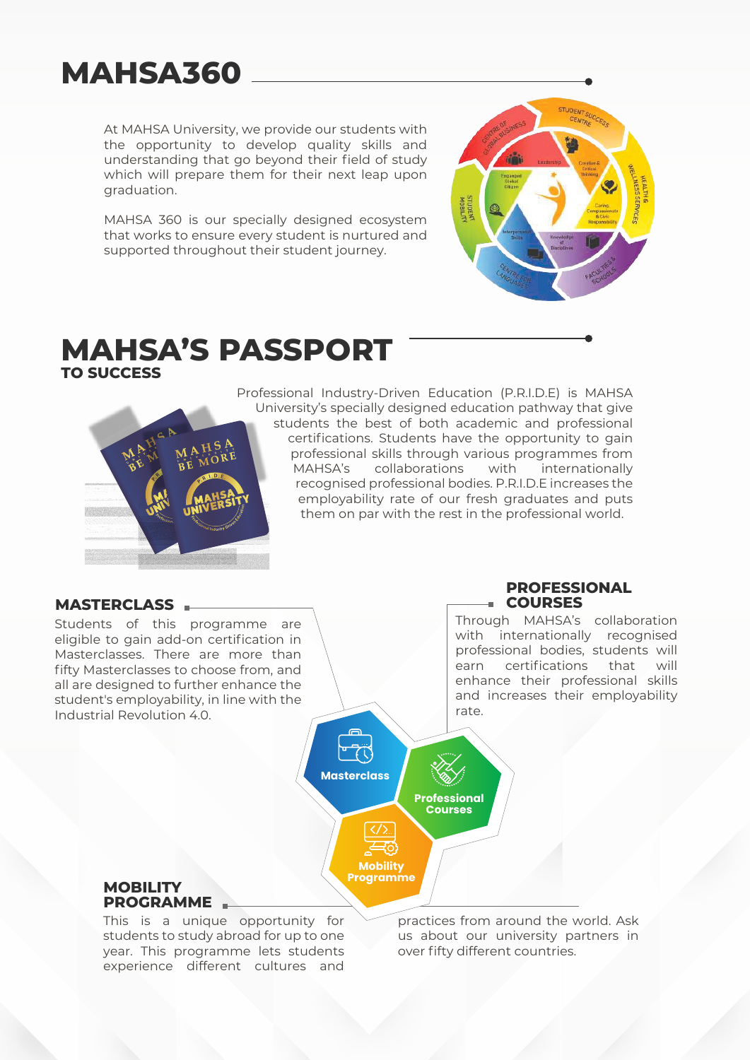# MAHSA360

At MAHSA University, we provide our students with the opportunity to develop quality skills and understanding that go beyond their field of study which will prepare them for their next leap upon graduation.

MAHSA 360 is our specially designed ecosystem that works to ensure every student is nurtured and supported throughout their student journey.

# MAHSA'S PASSPORT

## TO SUCCESS

Professional Industry-Driven Education (P.R.I.D.E) is MAHSA University's specially designed education pathway that give students the best of both academic and professional certifications. Students have the opportunity to gain professional skills through various programmes from MAHSA's collaborations with internationally recognised professional bodies. P.R.I.D.E increases the employability rate of our fresh graduates and puts them on par with the rest in the professional world.

### MASTERCLASS

Students of this programme are eligible to gain add-on certification in Masterclasses. There are more than fifty Masterclasses to choose from, and all are designed to further enhance the student's employability, in line with the Industrial Revolution 4.0.

### PROFESSIONAL COURSES

Through MAHSA's collaboration with internationally recognised professional bodies, students will earn certifications that will enhance their professional skills and increases their employability rate.

### MOBILITY PROGRAMME

This is a unique opportunity for students to study abroad for up to one year. This programme lets students experience different cultures and practices from around the world. Ask us about our university partners in over fifty different countries.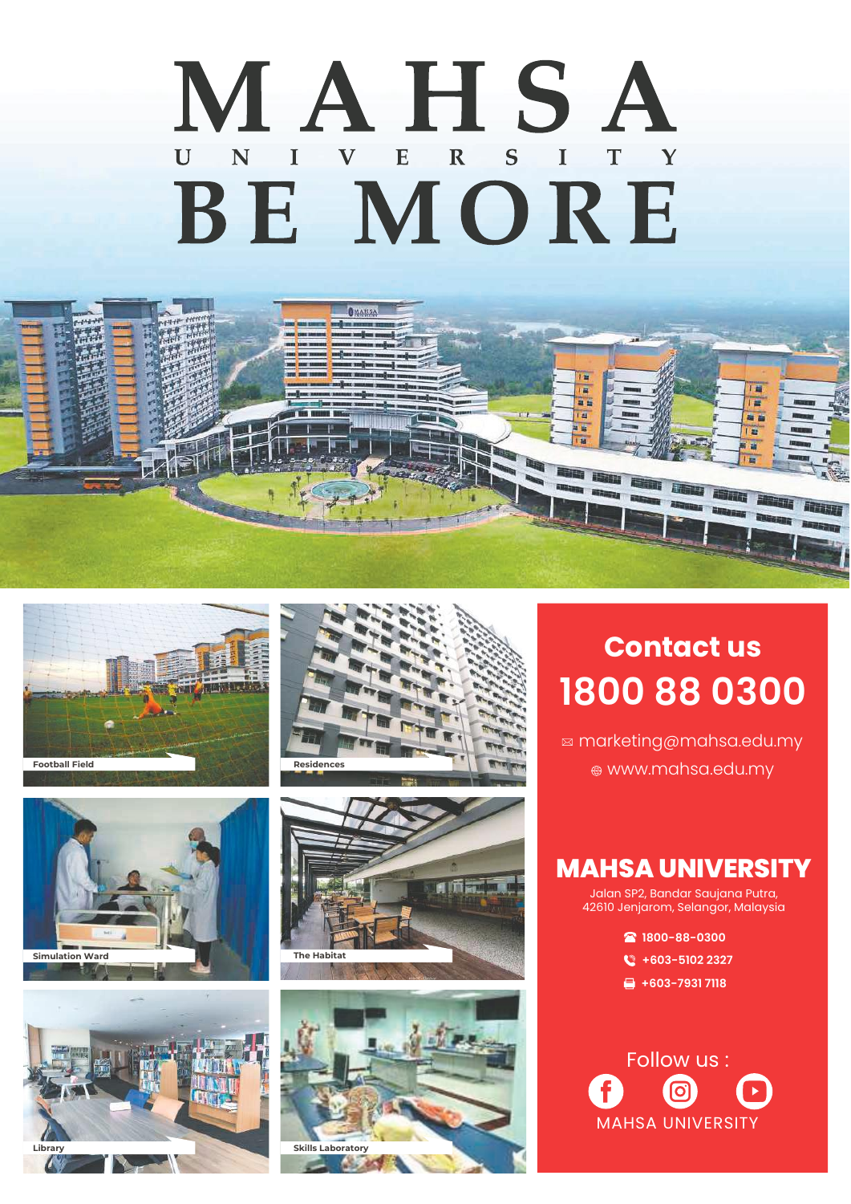# MAHSA UNIVERSITY

# BE MORE

Football Field

Residences

Simulation Ward

The Habitat

Library

Skills Laboratory

## Contact us

## 1800 88 0300

marketing@mahsa.edu.my

www.mahsa.edu.my

## MAHSA UNIVERSITY

Jalan SP2, Bandar Saujana Putra,
42610 Jenjarom, Selangor, Malaysia

**1800-88-0300**

**+603-5102 2327**

**+603-7931 7118**

Follow us :

MAHSA UNIVERSITY